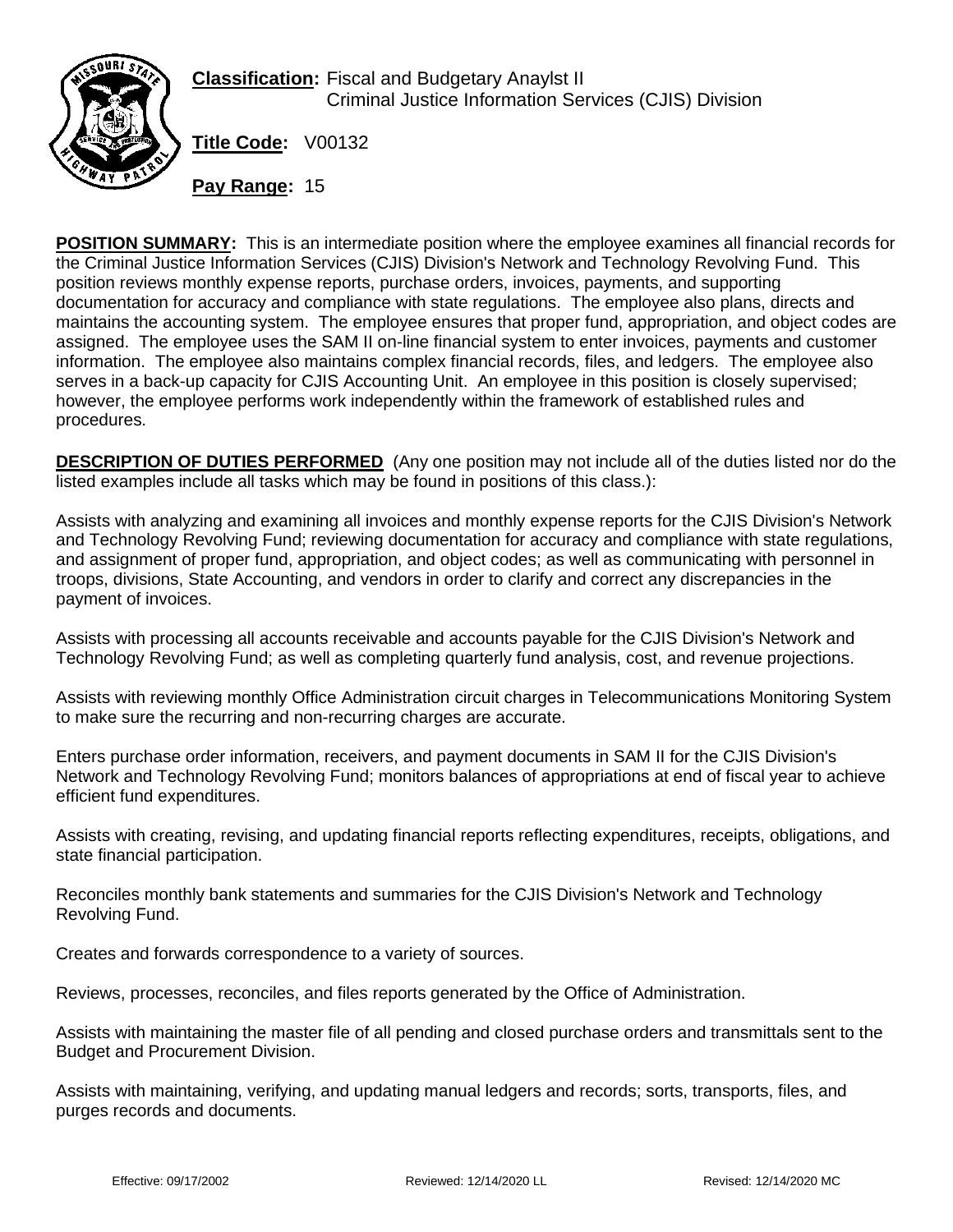**Classification:** Fiscal and Budgetary Anaylst II
Criminal Justice Information Services (CJIS) Division

**Title Code:** V00132

**Pay Range:** 15

**POSITION SUMMARY:** This is an intermediate position where the employee examines all financial records for the Criminal Justice Information Services (CJIS) Division's Network and Technology Revolving Fund. This position reviews monthly expense reports, purchase orders, invoices, payments, and supporting documentation for accuracy and compliance with state regulations. The employee also plans, directs and maintains the accounting system. The employee ensures that proper fund, appropriation, and object codes are assigned. The employee uses the SAM II on-line financial system to enter invoices, payments and customer information. The employee also maintains complex financial records, files, and ledgers. The employee also serves in a back-up capacity for CJIS Accounting Unit. An employee in this position is closely supervised; however, the employee performs work independently within the framework of established rules and procedures.

**DESCRIPTION OF DUTIES PERFORMED** (Any one position may not include all of the duties listed nor do the listed examples include all tasks which may be found in positions of this class.):

Assists with analyzing and examining all invoices and monthly expense reports for the CJIS Division's Network and Technology Revolving Fund; reviewing documentation for accuracy and compliance with state regulations, and assignment of proper fund, appropriation, and object codes; as well as communicating with personnel in troops, divisions, State Accounting, and vendors in order to clarify and correct any discrepancies in the payment of invoices.

Assists with processing all accounts receivable and accounts payable for the CJIS Division's Network and Technology Revolving Fund; as well as completing quarterly fund analysis, cost, and revenue projections.

Assists with reviewing monthly Office Administration circuit charges in Telecommunications Monitoring System to make sure the recurring and non-recurring charges are accurate.

Enters purchase order information, receivers, and payment documents in SAM II for the CJIS Division's Network and Technology Revolving Fund; monitors balances of appropriations at end of fiscal year to achieve efficient fund expenditures.

Assists with creating, revising, and updating financial reports reflecting expenditures, receipts, obligations, and state financial participation.

Reconciles monthly bank statements and summaries for the CJIS Division's Network and Technology Revolving Fund.

Creates and forwards correspondence to a variety of sources.

Reviews, processes, reconciles, and files reports generated by the Office of Administration.

Assists with maintaining the master file of all pending and closed purchase orders and transmittals sent to the Budget and Procurement Division.

Assists with maintaining, verifying, and updating manual ledgers and records; sorts, transports, files, and purges records and documents.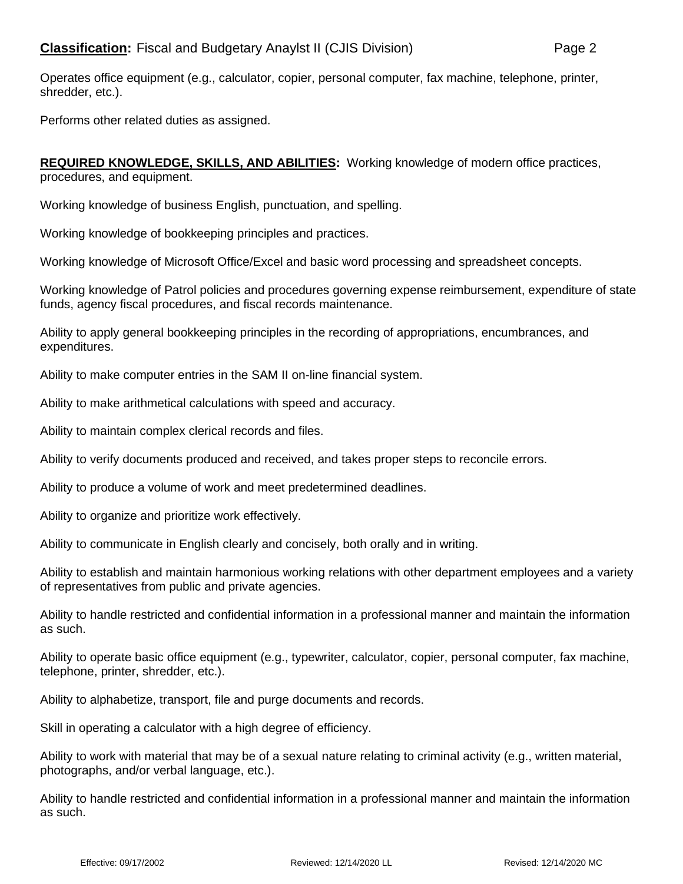Operates office equipment (e.g., calculator, copier, personal computer, fax machine, telephone, printer, shredder, etc.).

Performs other related duties as assigned.

**REQUIRED KNOWLEDGE, SKILLS, AND ABILITIES:** Working knowledge of modern office practices, procedures, and equipment.

Working knowledge of business English, punctuation, and spelling.

Working knowledge of bookkeeping principles and practices.

Working knowledge of Microsoft Office/Excel and basic word processing and spreadsheet concepts.

Working knowledge of Patrol policies and procedures governing expense reimbursement, expenditure of state funds, agency fiscal procedures, and fiscal records maintenance.

Ability to apply general bookkeeping principles in the recording of appropriations, encumbrances, and expenditures.

Ability to make computer entries in the SAM II on-line financial system.

Ability to make arithmetical calculations with speed and accuracy.

Ability to maintain complex clerical records and files.

Ability to verify documents produced and received, and takes proper steps to reconcile errors.

Ability to produce a volume of work and meet predetermined deadlines.

Ability to organize and prioritize work effectively.

Ability to communicate in English clearly and concisely, both orally and in writing.

Ability to establish and maintain harmonious working relations with other department employees and a variety of representatives from public and private agencies.

Ability to handle restricted and confidential information in a professional manner and maintain the information as such.

Ability to operate basic office equipment (e.g., typewriter, calculator, copier, personal computer, fax machine, telephone, printer, shredder, etc.).

Ability to alphabetize, transport, file and purge documents and records.

Skill in operating a calculator with a high degree of efficiency.

Ability to work with material that may be of a sexual nature relating to criminal activity (e.g., written material, photographs, and/or verbal language, etc.).

Ability to handle restricted and confidential information in a professional manner and maintain the information as such.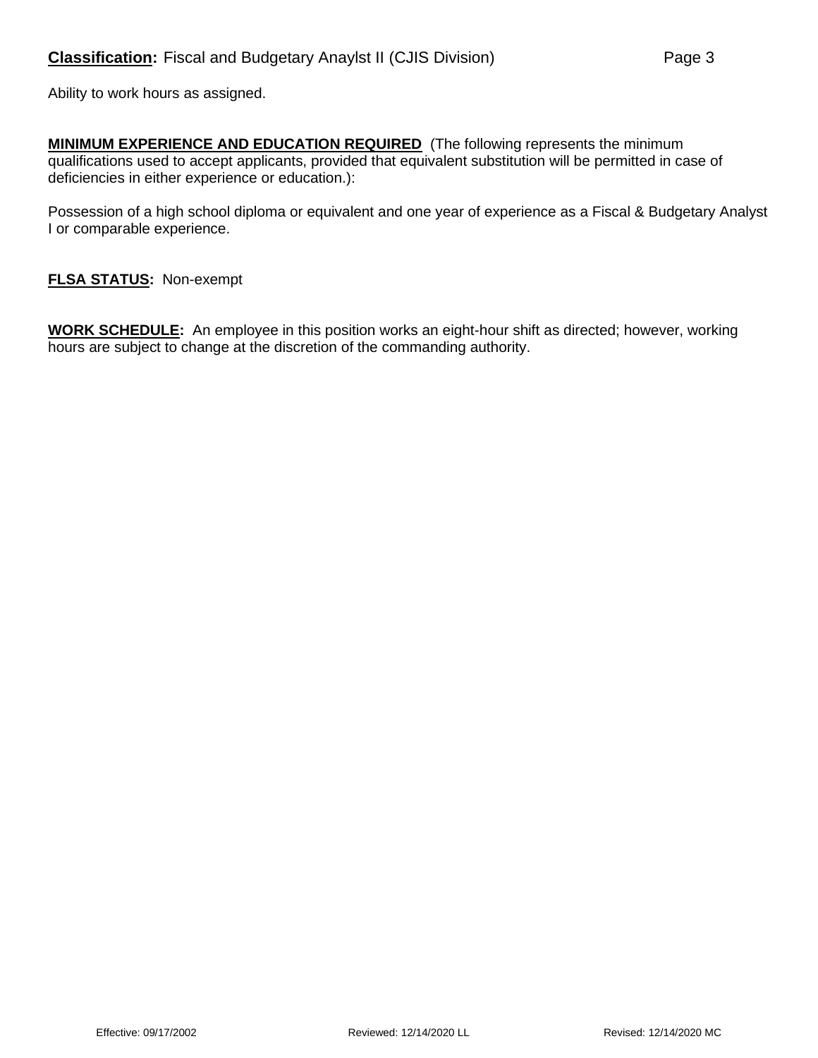Ability to work hours as assigned.

**MINIMUM EXPERIENCE AND EDUCATION REQUIRED** (The following represents the minimum qualifications used to accept applicants, provided that equivalent substitution will be permitted in case of deficiencies in either experience or education.):

Possession of a high school diploma or equivalent and one year of experience as a Fiscal & Budgetary Analyst I or comparable experience.

**FLSA STATUS:** Non-exempt

**WORK SCHEDULE:** An employee in this position works an eight-hour shift as directed; however, working hours are subject to change at the discretion of the commanding authority.